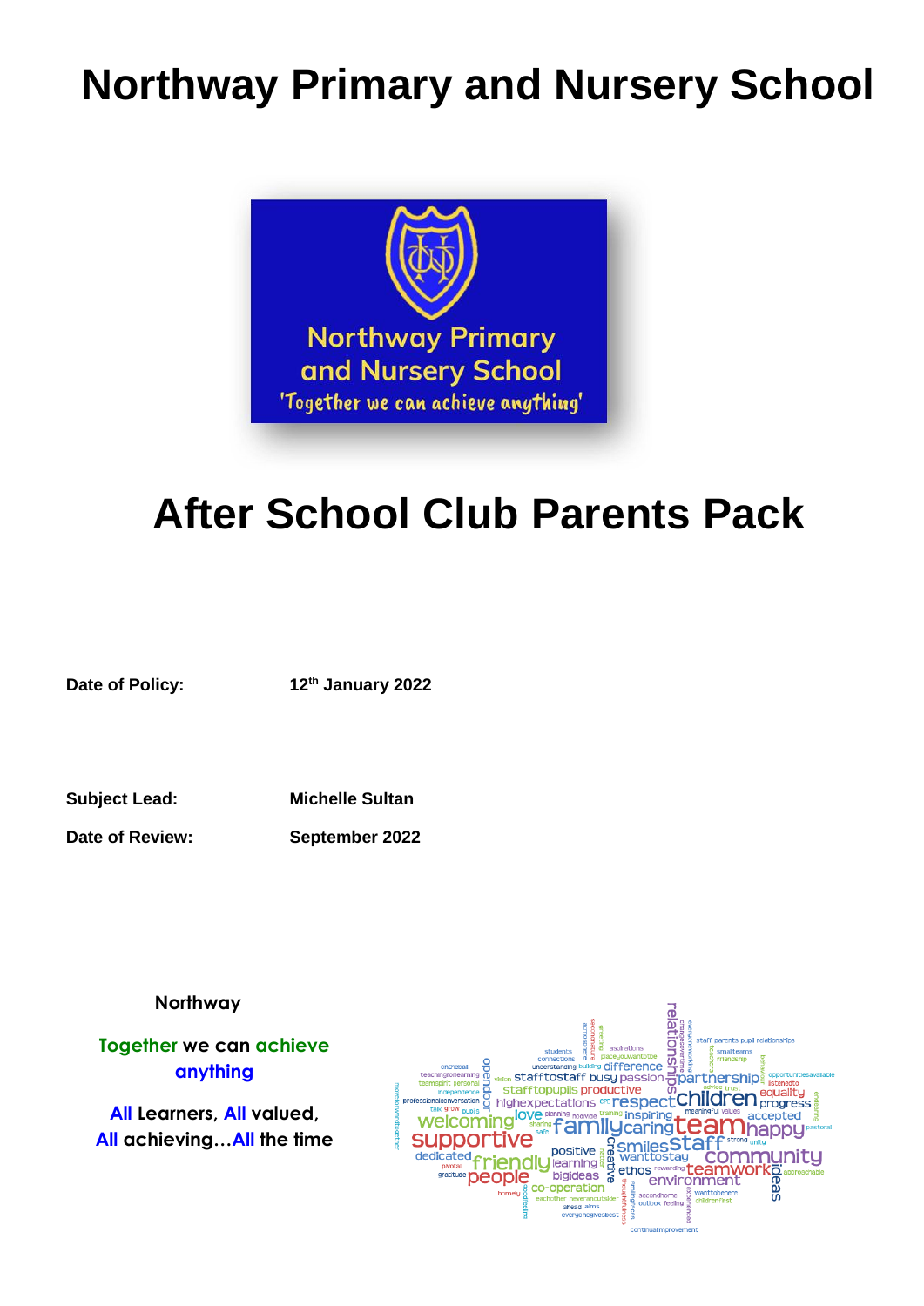# Northway Primary and Nursery School

# After School Club Parents Pack

**Date of Policy:** **12th January 2022**

**Subject Lead:** **Michelle Sultan**

**Date of Review:** **September 2022**

**Northway**

**Together we can achieve anything**

**All Learners, All valued, All achieving…All the time**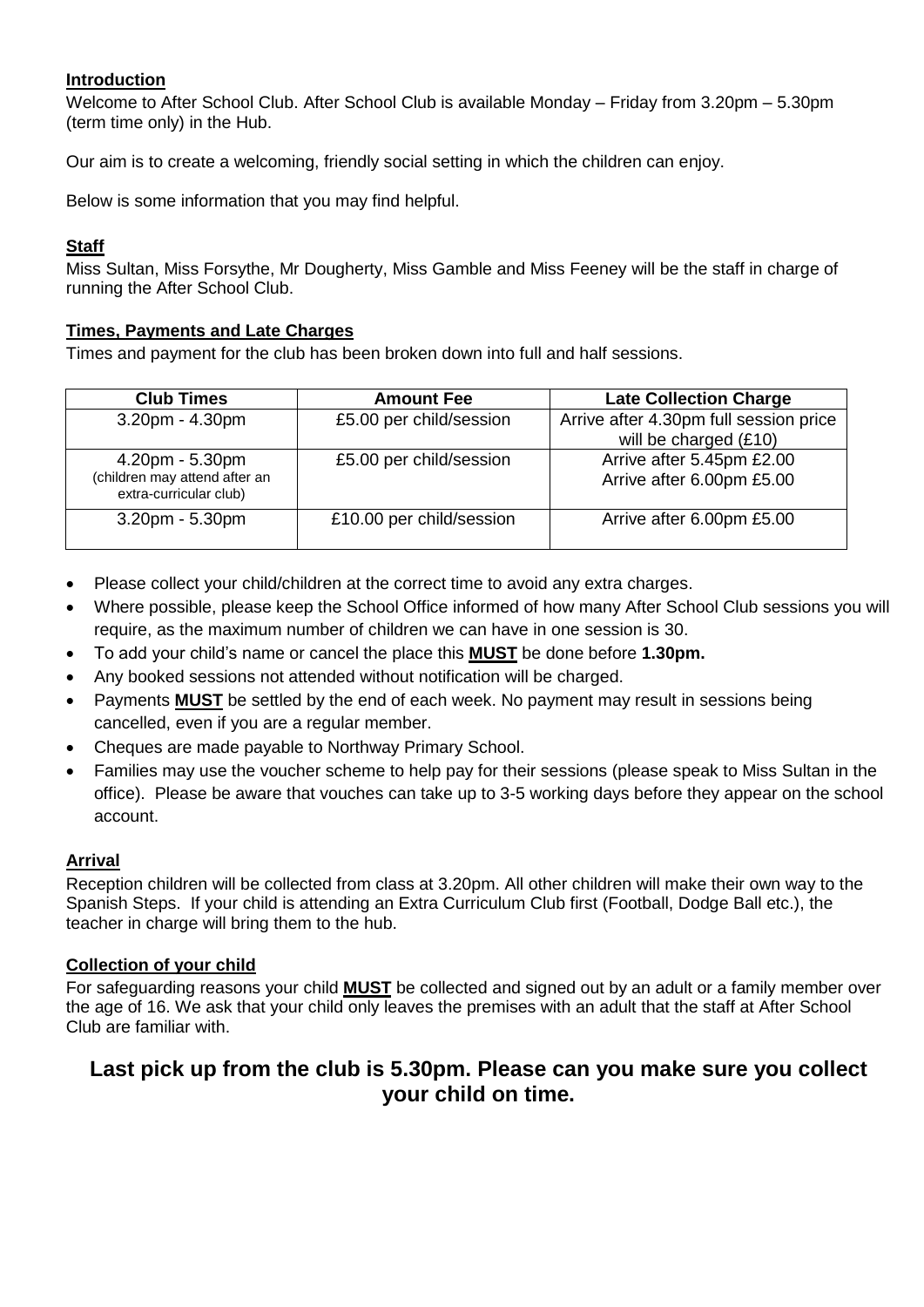## Introduction

Welcome to After School Club. After School Club is available Monday – Friday from 3.20pm – 5.30pm (term time only) in the Hub.

Our aim is to create a welcoming, friendly social setting in which the children can enjoy.

Below is some information that you may find helpful.

## Staff

Miss Sultan, Miss Forsythe, Mr Dougherty, Miss Gamble and Miss Feeney will be the staff in charge of running the After School Club.

## Times, Payments and Late Charges

Times and payment for the club has been broken down into full and half sessions.

| Club Times | Amount Fee | Late Collection Charge |
|---|---|---|
| 3.20pm - 4.30pm | £5.00 per child/session | Arrive after 4.30pm full session price will be charged (£10) |
| 4.20pm - 5.30pm (children may attend after an extra-curricular club) | £5.00 per child/session | Arrive after 5.45pm £2.00<br>Arrive after 6.00pm £5.00 |
| 3.20pm - 5.30pm | £10.00 per child/session | Arrive after 6.00pm £5.00 |

- Please collect your child/children at the correct time to avoid any extra charges.
- Where possible, please keep the School Office informed of how many After School Club sessions you will require, as the maximum number of children we can have in one session is 30.
- To add your child's name or cancel the place this **MUST** be done before **1.30pm.**
- Any booked sessions not attended without notification will be charged.
- Payments **MUST** be settled by the end of each week. No payment may result in sessions being cancelled, even if you are a regular member.
- Cheques are made payable to Northway Primary School.
- Families may use the voucher scheme to help pay for their sessions (please speak to Miss Sultan in the office). Please be aware that vouches can take up to 3-5 working days before they appear on the school account.

## Arrival

Reception children will be collected from class at 3.20pm. All other children will make their own way to the Spanish Steps. If your child is attending an Extra Curriculum Club first (Football, Dodge Ball etc.), the teacher in charge will bring them to the hub.

## Collection of your child

For safeguarding reasons your child **MUST** be collected and signed out by an adult or a family member over the age of 16. We ask that your child only leaves the premises with an adult that the staff at After School Club are familiar with.

**Last pick up from the club is 5.30pm. Please can you make sure you collect your child on time.**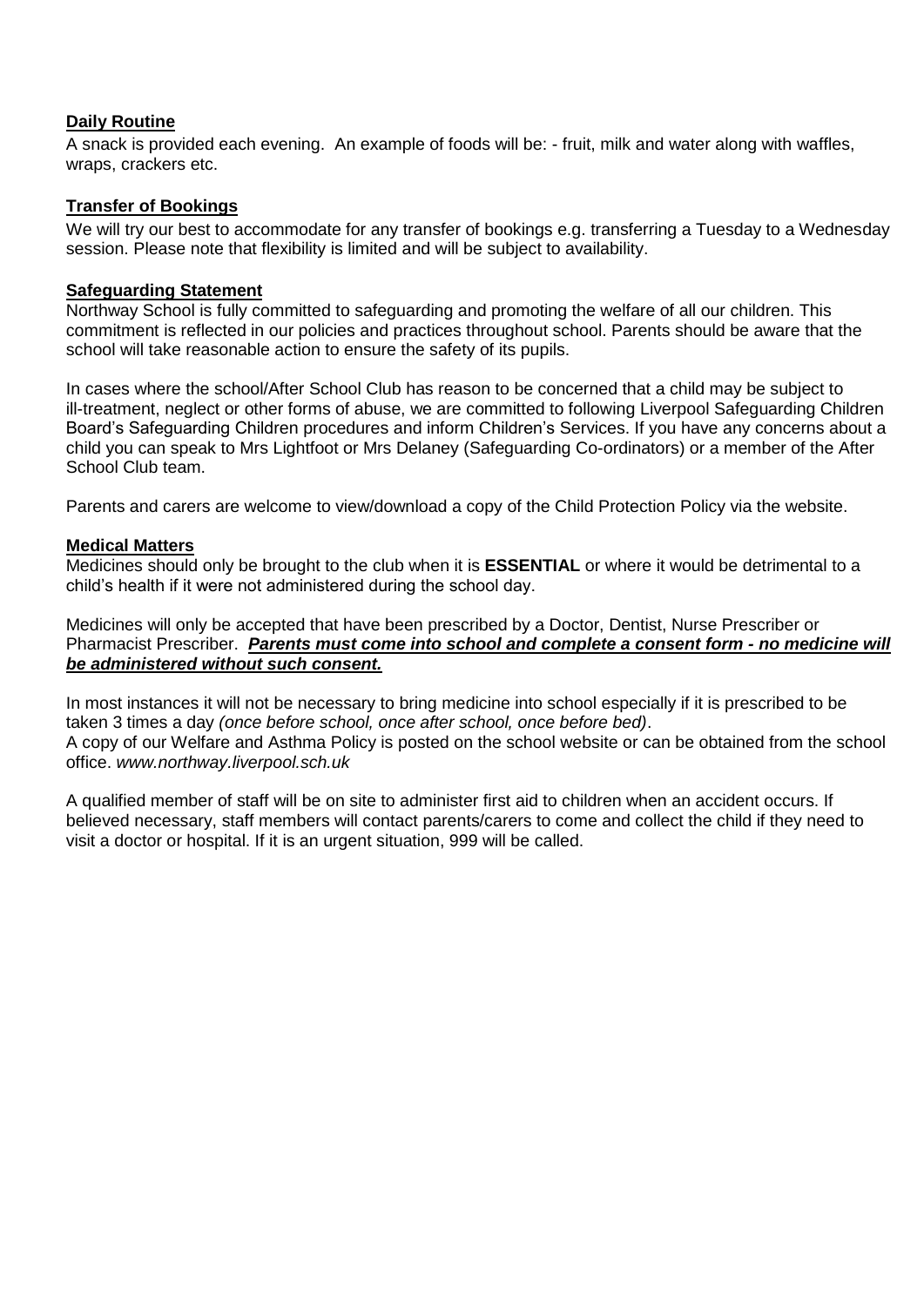**Daily Routine**

A snack is provided each evening. An example of foods will be: - fruit, milk and water along with waffles, wraps, crackers etc.

**Transfer of Bookings**

We will try our best to accommodate for any transfer of bookings e.g. transferring a Tuesday to a Wednesday session. Please note that flexibility is limited and will be subject to availability.

**Safeguarding Statement**

Northway School is fully committed to safeguarding and promoting the welfare of all our children. This commitment is reflected in our policies and practices throughout school. Parents should be aware that the school will take reasonable action to ensure the safety of its pupils.

In cases where the school/After School Club has reason to be concerned that a child may be subject to ill-treatment, neglect or other forms of abuse, we are committed to following Liverpool Safeguarding Children Board's Safeguarding Children procedures and inform Children's Services. If you have any concerns about a child you can speak to Mrs Lightfoot or Mrs Delaney (Safeguarding Co-ordinators) or a member of the After School Club team.

Parents and carers are welcome to view/download a copy of the Child Protection Policy via the website.

**Medical Matters**

Medicines should only be brought to the club when it is **ESSENTIAL** or where it would be detrimental to a child's health if it were not administered during the school day.

Medicines will only be accepted that have been prescribed by a Doctor, Dentist, Nurse Prescriber or Pharmacist Prescriber. ***Parents must come into school and complete a consent form - no medicine will be administered without such consent.***

In most instances it will not be necessary to bring medicine into school especially if it is prescribed to be taken 3 times a day *(once before school, once after school, once before bed)*.
A copy of our Welfare and Asthma Policy is posted on the school website or can be obtained from the school office. *www.northway.liverpool.sch.uk*

A qualified member of staff will be on site to administer first aid to children when an accident occurs. If believed necessary, staff members will contact parents/carers to come and collect the child if they need to visit a doctor or hospital. If it is an urgent situation, 999 will be called.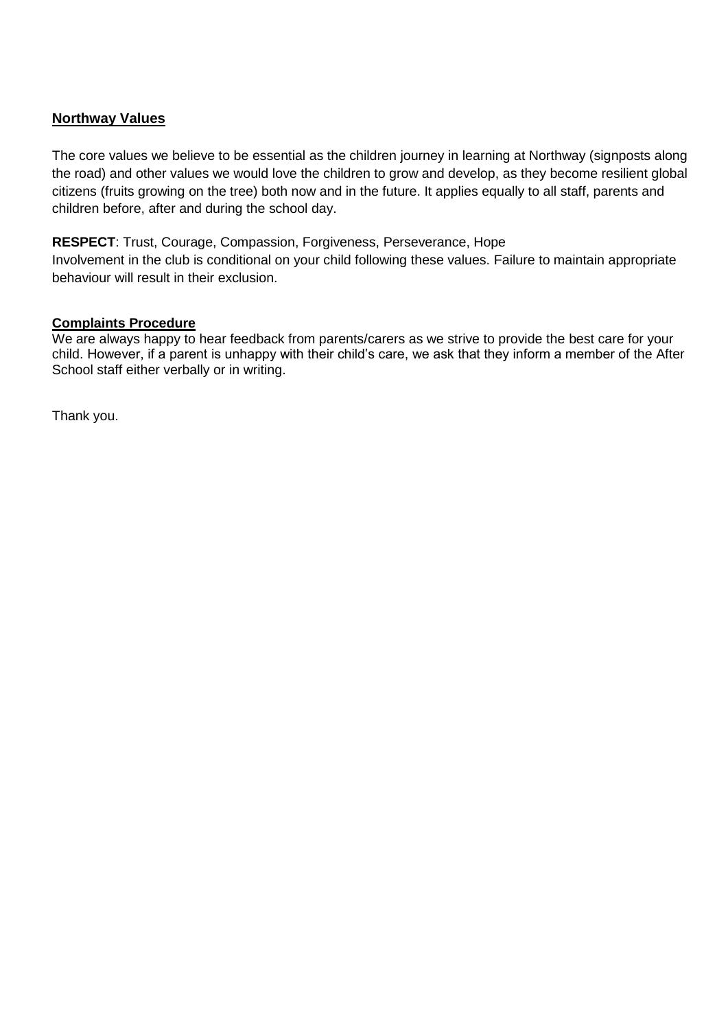## Northway Values

The core values we believe to be essential as the children journey in learning at Northway (signposts along the road) and other values we would love the children to grow and develop, as they become resilient global citizens (fruits growing on the tree) both now and in the future. It applies equally to all staff, parents and children before, after and during the school day.

**RESPECT**: Trust, Courage, Compassion, Forgiveness, Perseverance, Hope
Involvement in the club is conditional on your child following these values. Failure to maintain appropriate behaviour will result in their exclusion.

## Complaints Procedure

We are always happy to hear feedback from parents/carers as we strive to provide the best care for your child. However, if a parent is unhappy with their child's care, we ask that they inform a member of the After School staff either verbally or in writing.

Thank you.